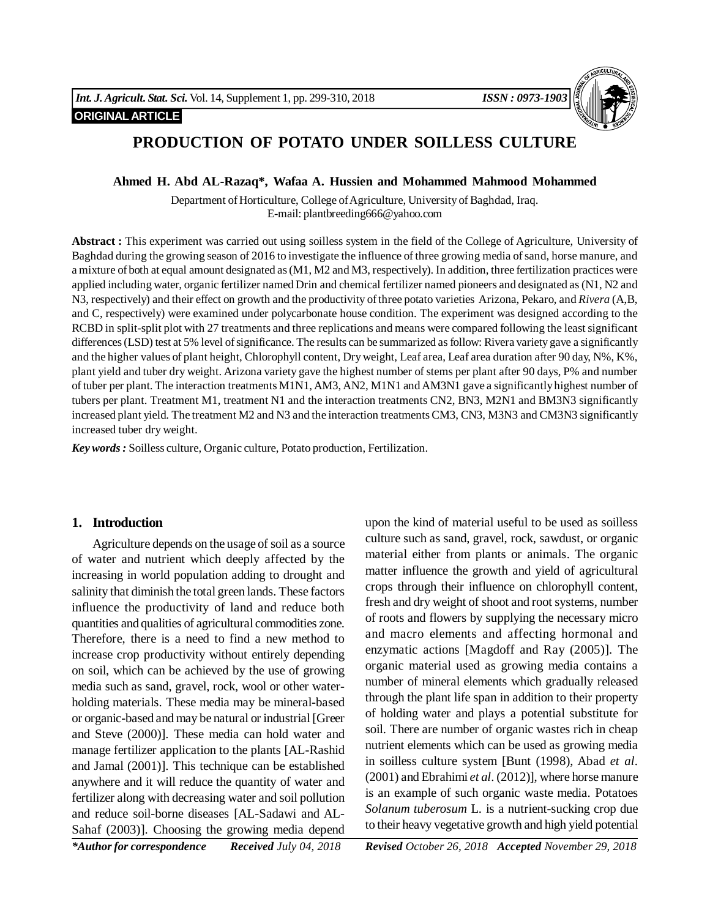ORIGINAL ARTICLE

# PRODUCTION OF POTATO UNDER SOILLESS CULTURE

**Ahmed H. Abd AL-Razaq*, Wafaa A. Hussien and Mohammed Mahmood Mohammed**

Department of Horticulture, College of Agriculture, University of Baghdad, Iraq.
E-mail: plantbreeding666@yahoo.com

**Abstract :** This experiment was carried out using soilless system in the field of the College of Agriculture, University of Baghdad during the growing season of 2016 to investigate the influence of three growing media of sand, horse manure, and a mixture of both at equal amount designated as (M1, M2 and M3, respectively). In addition, three fertilization practices were applied including water, organic fertilizer named Drin and chemical fertilizer named pioneers and designated as (N1, N2 and N3, respectively) and their effect on growth and the productivity of three potato varieties Arizona, Pekaro, and *Rivera* (A,B, and C, respectively) were examined under polycarbonate house condition. The experiment was designed according to the RCBD in split-split plot with 27 treatments and three replications and means were compared following the least significant differences (LSD) test at 5% level of significance. The results can be summarized as follow: Rivera variety gave a significantly and the higher values of plant height, Chlorophyll content, Dry weight, Leaf area, Leaf area duration after 90 day, N%, K%, plant yield and tuber dry weight. Arizona variety gave the highest number of stems per plant after 90 days, P% and number of tuber per plant. The interaction treatments M1N1, AM3, AN2, M1N1 and AM3N1 gave a significantly highest number of tubers per plant. Treatment M1, treatment N1 and the interaction treatments CN2, BN3, M2N1 and BM3N3 significantly increased plant yield. The treatment M2 and N3 and the interaction treatments CM3, CN3, M3N3 and CM3N3 significantly increased tuber dry weight.

***Key words :*** Soilless culture, Organic culture, Potato production, Fertilization.

## 1. Introduction

Agriculture depends on the usage of soil as a source of water and nutrient which deeply affected by the increasing in world population adding to drought and salinity that diminish the total green lands. These factors influence the productivity of land and reduce both quantities and qualities of agricultural commodities zone. Therefore, there is a need to find a new method to increase crop productivity without entirely depending on soil, which can be achieved by the use of growing media such as sand, gravel, rock, wool or other water-holding materials. These media may be mineral-based or organic-based and may be natural or industrial [Greer and Steve (2000)]. These media can hold water and manage fertilizer application to the plants [AL-Rashid and Jamal (2001)]. This technique can be established anywhere and it will reduce the quantity of water and fertilizer along with decreasing water and soil pollution and reduce soil-borne diseases [AL-Sadawi and AL-Sahaf (2003)]. Choosing the growing media depend upon the kind of material useful to be used as soilless culture such as sand, gravel, rock, sawdust, or organic material either from plants or animals. The organic matter influence the growth and yield of agricultural crops through their influence on chlorophyll content, fresh and dry weight of shoot and root systems, number of roots and flowers by supplying the necessary micro and macro elements and affecting hormonal and enzymatic actions [Magdoff and Ray (2005)]. The organic material used as growing media contains a number of mineral elements which gradually released through the plant life span in addition to their property of holding water and plays a potential substitute for soil. There are number of organic wastes rich in cheap nutrient elements which can be used as growing media in soilless culture system [Bunt (1998), Abad *et al*. (2001) and Ebrahimi *et al*. (2012)], where horse manure is an example of such organic waste media. Potatoes *Solanum tuberosum* L. is a nutrient-sucking crop due to their heavy vegetative growth and high yield potential

***Author for correspondence** ***Received** July 04, 2018* ***Revised** October 26, 2018* ***Accepted** November 29, 2018*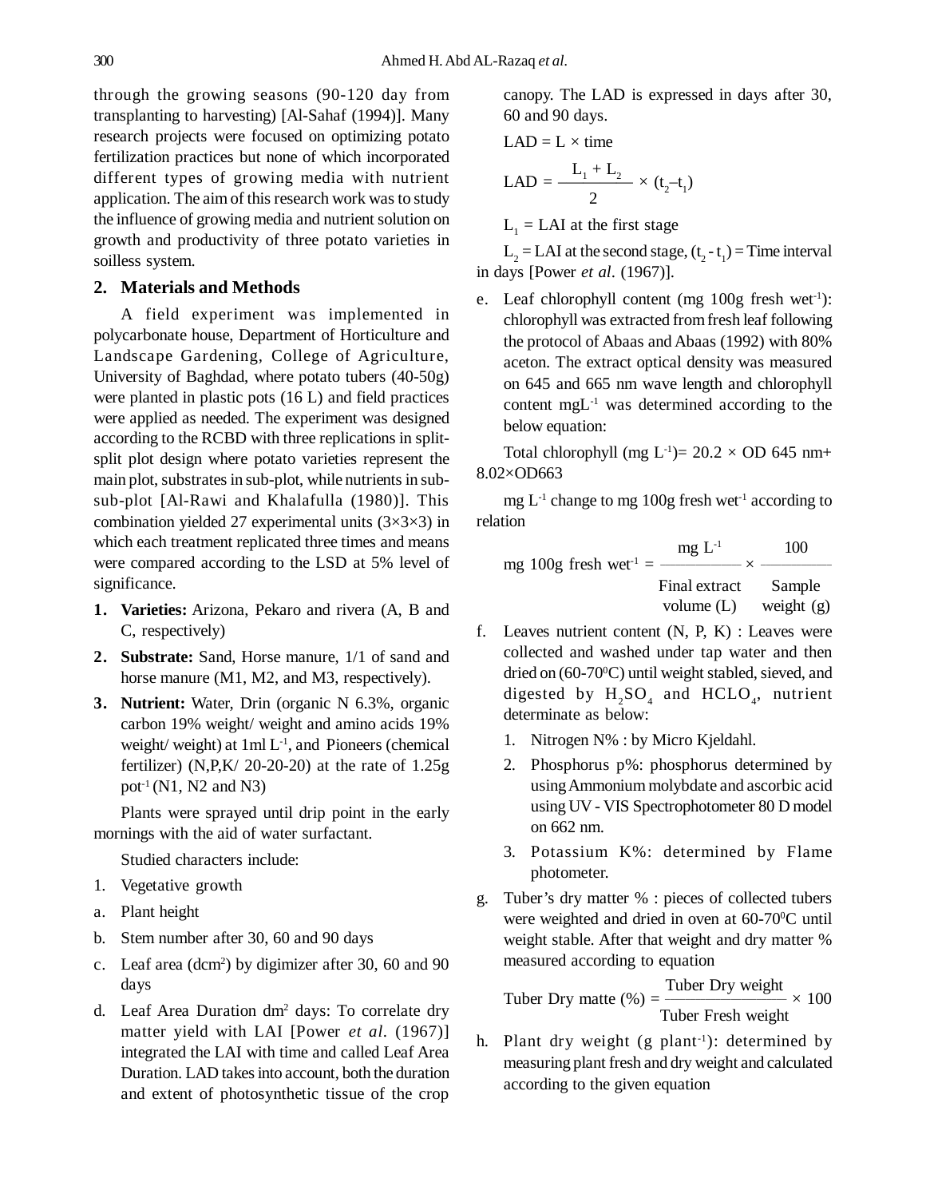through the growing seasons (90-120 day from transplanting to harvesting) [Al-Sahaf (1994)]. Many research projects were focused on optimizing potato fertilization practices but none of which incorporated different types of growing media with nutrient application. The aim of this research work was to study the influence of growing media and nutrient solution on growth and productivity of three potato varieties in soilless system.

## 2. Materials and Methods

A field experiment was implemented in polycarbonate house, Department of Horticulture and Landscape Gardening, College of Agriculture, University of Baghdad, where potato tubers (40-50g) were planted in plastic pots (16 L) and field practices were applied as needed. The experiment was designed according to the RCBD with three replications in split-split plot design where potato varieties represent the main plot, substrates in sub-plot, while nutrients in sub-sub-plot [Al-Rawi and Khalafulla (1980)]. This combination yielded 27 experimental units (3×3×3) in which each treatment replicated three times and means were compared according to the LSD at 5% level of significance.

1. **Varieties:** Arizona, Pekaro and rivera (A, B and C, respectively)
2. **Substrate:** Sand, Horse manure, 1/1 of sand and horse manure (M1, M2, and M3, respectively).
3. **Nutrient:** Water, Drin (organic N 6.3%, organic carbon 19% weight/ weight and amino acids 19% weight/ weight) at 1ml $L^{-1}$, and Pioneers (chemical fertilizer) (N,P,K/ 20-20-20) at the rate of 1.25g $pot^{-1}$ (N1, N2 and N3)

Plants were sprayed until drip point in the early mornings with the aid of water surfactant.

Studied characters include:

1. Vegetative growth

a. Plant height

b. Stem number after 30, 60 and 90 days

c. Leaf area ($dcm^2$) by digimizer after 30, 60 and 90 days

d. Leaf Area Duration $dm^2$ days: To correlate dry matter yield with LAI [Power *et al.* (1967)] integrated the LAI with time and called Leaf Area Duration. LAD takes into account, both the duration and extent of photosynthetic tissue of the crop canopy. The LAD is expressed in days after 30, 60 and 90 days.

$$LAD = L \times time$$

$$LAD = \frac{L_1 + L_2}{2} \times (t_2 - t_1)$$

$L_1$ = LAI at the first stage

$L_2$ = LAI at the second stage, $(t_2 - t_1)$ = Time interval in days [Power *et al*. (1967)].

e. Leaf chlorophyll content (mg 100g fresh $wet^{-1}$): chlorophyll was extracted from fresh leaf following the protocol of Abaas and Abaas (1992) with 80% aceton. The extract optical density was measured on 645 and 665 nm wave length and chlorophyll content $mgL^{-1}$ was determined according to the below equation:

Total chlorophyll (mg $L^{-1}$)= 20.2 × OD 645 nm+ 8.02×OD663

mg $L^{-1}$ change to mg 100g fresh $wet^{-1}$ according to relation

$$\text{mg 100g fresh wet}^{-1} = \frac{\text{mg L}^{-1}}{\text{Final extract volume (L)}} \times \frac{100}{\text{Sample weight (g)}}$$

f. Leaves nutrient content (N, P, K) : Leaves were collected and washed under tap water and then dried on (60-70$^0$C) until weight stabled, sieved, and digested by $H_2SO_4$ and $HCLO_4$, nutrient determinate as below:

   1. Nitrogen N% : by Micro Kjeldahl.
   2. Phosphorus p%: phosphorus determined by using Ammonium molybdate and ascorbic acid using UV - VIS Spectrophotometer 80 D model on 662 nm.
   3. Potassium K%: determined by Flame photometer.

g. Tuber's dry matter % : pieces of collected tubers were weighted and dried in oven at 60-70$^0$C until weight stable. After that weight and dry matter % measured according to equation

$$\text{Tuber Dry matte (\%)} = \frac{\text{Tuber Dry weight}}{\text{Tuber Fresh weight}} \times 100$$

h. Plant dry weight (g $plant^{-1}$): determined by measuring plant fresh and dry weight and calculated according to the given equation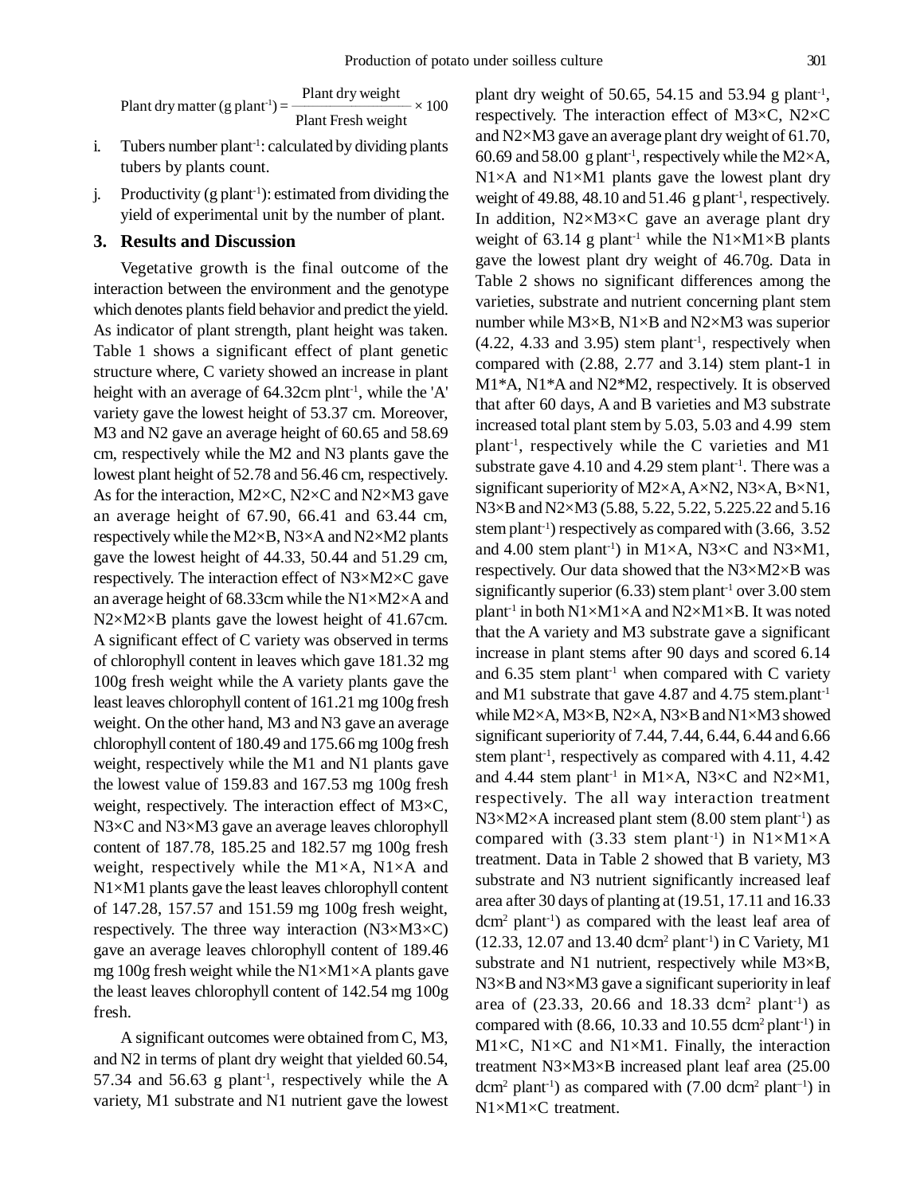$$\text{Plant dry matter (g plant}^{-1}) = \frac{\text{Plant dry weight}}{\text{Plant Fresh weight}} \times 100$$

i. Tubers number plant$^{-1}$: calculated by dividing plants tubers by plants count.

j. Productivity (g plant$^{-1}$): estimated from dividing the yield of experimental unit by the number of plant.

## 3. Results and Discussion

Vegetative growth is the final outcome of the interaction between the environment and the genotype which denotes plants field behavior and predict the yield. As indicator of plant strength, plant height was taken. Table 1 shows a significant effect of plant genetic structure where, C variety showed an increase in plant height with an average of 64.32cm plnt$^{-1}$, while the 'A' variety gave the lowest height of 53.37 cm. Moreover, M3 and N2 gave an average height of 60.65 and 58.69 cm, respectively while the M2 and N3 plants gave the lowest plant height of 52.78 and 56.46 cm, respectively. As for the interaction, M2×C, N2×C and N2×M3 gave an average height of 67.90, 66.41 and 63.44 cm, respectively while the M2×B, N3×A and N2×M2 plants gave the lowest height of 44.33, 50.44 and 51.29 cm, respectively. The interaction effect of N3×M2×C gave an average height of 68.33cm while the N1×M2×A and N2×M2×B plants gave the lowest height of 41.67cm. A significant effect of C variety was observed in terms of chlorophyll content in leaves which gave 181.32 mg 100g fresh weight while the A variety plants gave the least leaves chlorophyll content of 161.21 mg 100g fresh weight. On the other hand, M3 and N3 gave an average chlorophyll content of 180.49 and 175.66 mg 100g fresh weight, respectively while the M1 and N1 plants gave the lowest value of 159.83 and 167.53 mg 100g fresh weight, respectively. The interaction effect of M3×C, N3×C and N3×M3 gave an average leaves chlorophyll content of 187.78, 185.25 and 182.57 mg 100g fresh weight, respectively while the M1×A, N1×A and N1×M1 plants gave the least leaves chlorophyll content of 147.28, 157.57 and 151.59 mg 100g fresh weight, respectively. The three way interaction (N3×M3×C) gave an average leaves chlorophyll content of 189.46 mg 100g fresh weight while the N1×M1×A plants gave the least leaves chlorophyll content of 142.54 mg 100g fresh.

A significant outcomes were obtained from C, M3, and N2 in terms of plant dry weight that yielded 60.54, 57.34 and 56.63 g plant$^{-1}$, respectively while the A variety, M1 substrate and N1 nutrient gave the lowest plant dry weight of 50.65, 54.15 and 53.94 g plant$^{-1}$, respectively. The interaction effect of M3×C, N2×C and N2×M3 gave an average plant dry weight of 61.70, 60.69 and 58.00 g plant$^{-1}$, respectively while the M2×A, N1×A and N1×M1 plants gave the lowest plant dry weight of 49.88, 48.10 and 51.46 g plant$^{-1}$, respectively. In addition, N2×M3×C gave an average plant dry weight of 63.14 g plant$^{-1}$ while the N1×M1×B plants gave the lowest plant dry weight of 46.70g. Data in Table 2 shows no significant differences among the varieties, substrate and nutrient concerning plant stem number while M3×B, N1×B and N2×M3 was superior (4.22, 4.33 and 3.95) stem plant$^{-1}$, respectively when compared with (2.88, 2.77 and 3.14) stem plant-1 in M1*A, N1*A and N2*M2, respectively. It is observed that after 60 days, A and B varieties and M3 substrate increased total plant stem by 5.03, 5.03 and 4.99 stem plant$^{-1}$, respectively while the C varieties and M1 substrate gave 4.10 and 4.29 stem plant$^{-1}$. There was a significant superiority of M2×A, A×N2, N3×A, B×N1, N3×B and N2×M3 (5.88, 5.22, 5.22, 5.225.22 and 5.16 stem plant$^{-1}$) respectively as compared with (3.66, 3.52 and 4.00 stem plant$^{-1}$) in M1×A, N3×C and N3×M1, respectively. Our data showed that the N3×M2×B was significantly superior (6.33) stem plant$^{-1}$ over 3.00 stem plant$^{-1}$ in both N1×M1×A and N2×M1×B. It was noted that the A variety and M3 substrate gave a significant increase in plant stems after 90 days and scored 6.14 and 6.35 stem plant$^{-1}$ when compared with C variety and M1 substrate that gave 4.87 and 4.75 stem.plant$^{-1}$ while M2×A, M3×B, N2×A, N3×B and N1×M3 showed significant superiority of 7.44, 7.44, 6.44, 6.44 and 6.66 stem plant$^{-1}$, respectively as compared with 4.11, 4.42 and 4.44 stem plant$^{-1}$ in M1×A, N3×C and N2×M1, respectively. The all way interaction treatment N3×M2×A increased plant stem (8.00 stem plant$^{-1}$) as compared with (3.33 stem plant$^{-1}$) in N1×M1×A treatment. Data in Table 2 showed that B variety, M3 substrate and N3 nutrient significantly increased leaf area after 30 days of planting at (19.51, 17.11 and 16.33 dcm$^2$ plant$^{-1}$) as compared with the least leaf area of (12.33, 12.07 and 13.40 dcm$^2$ plant$^{-1}$) in C Variety, M1 substrate and N1 nutrient, respectively while M3×B, N3×B and N3×M3 gave a significant superiority in leaf area of (23.33, 20.66 and 18.33 dcm$^2$ plant$^{-1}$) as compared with (8.66, 10.33 and 10.55 dcm$^2$ plant$^{-1}$) in M1×C, N1×C and N1×M1. Finally, the interaction treatment N3×M3×B increased plant leaf area (25.00 dcm$^2$ plant$^{-1}$) as compared with (7.00 dcm$^2$ plant$^{-1}$) in N1×M1×C treatment.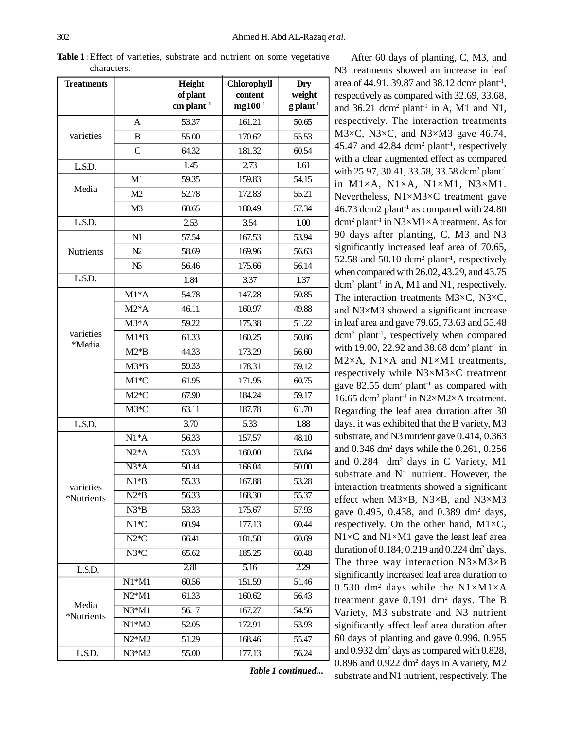**Table 1 :** Effect of varieties, substrate and nutrient on some vegetative characters.

| Treatments | | Height of plant cm plant$^{-1}$ | Chlorophyll content mg100$^{-1}$ | Dry weight g plant$^{-1}$ |
|---|---|---|---|---|
| varieties | A | 53.37 | 161.21 | 50.65 |
| | B | 55.00 | 170.62 | 55.53 |
| | C | 64.32 | 181.32 | 60.54 |
| L.S.D. | | 1.45 | 2.73 | 1.61 |
| Media | M1 | 59.35 | 159.83 | 54.15 |
| | M2 | 52.78 | 172.83 | 55.21 |
| | M3 | 60.65 | 180.49 | 57.34 |
| L.S.D. | | 2.53 | 3.54 | 1.00 |
| Nutrients | N1 | 57.54 | 167.53 | 53.94 |
| | N2 | 58.69 | 169.96 | 56.63 |
| | N3 | 56.46 | 175.66 | 56.14 |
| L.S.D. | | 1.84 | 3.37 | 1.37 |
| varieties *Media | M1*A | 54.78 | 147.28 | 50.85 |
| | M2*A | 46.11 | 160.97 | 49.88 |
| | M3*A | 59.22 | 175.38 | 51.22 |
| | M1*B | 61.33 | 160.25 | 50.86 |
| | M2*B | 44.33 | 173.29 | 56.60 |
| | M3*B | 59.33 | 178.31 | 59.12 |
| | M1*C | 61.95 | 171.95 | 60.75 |
| | M2*C | 67.90 | 184.24 | 59.17 |
| | M3*C | 63.11 | 187.78 | 61.70 |
| L.S.D. | | 3.70 | 5.33 | 1.88 |
| varieties *Nutrients | N1*A | 56.33 | 157.57 | 48.10 |
| | N2*A | 53.33 | 160.00 | 53.84 |
| | N3*A | 50.44 | 166.04 | 50.00 |
| | N1*B | 55.33 | 167.88 | 53.28 |
| | N2*B | 56.33 | 168.30 | 55.37 |
| | N3*B | 53.33 | 175.67 | 57.93 |
| | N1*C | 60.94 | 177.13 | 60.44 |
| | N2*C | 66.41 | 181.58 | 60.69 |
| | N3*C | 65.62 | 185.25 | 60.48 |
| L.S.D. | | 2.81 | 5.16 | 2.29 |
| Media *Nutrients | N1*M1 | 60.56 | 151.59 | 51.46 |
| | N2*M1 | 61.33 | 160.62 | 56.43 |
| | N3*M1 | 56.17 | 167.27 | 54.56 |
| | N1*M2 | 52.05 | 172.91 | 53.93 |
| | N2*M2 | 51.29 | 168.46 | 55.47 |
| L.S.D. | N3*M2 | 55.00 | 177.13 | 56.24 |

***Table 1 continued...***

After 60 days of planting, C, M3, and N3 treatments showed an increase in leaf area of 44.91, 39.87 and 38.12 dcm$^2$ plant$^{-1}$, respectively as compared with 32.69, 33.68, and 36.21 dcm$^2$ plant$^{-1}$ in A, M1 and N1, respectively. The interaction treatments M3×C, N3×C, and N3×M3 gave 46.74, 45.47 and 42.84 dcm$^2$ plant$^{-1}$, respectively with a clear augmented effect as compared with 25.97, 30.41, 33.58, 33.58 dcm$^2$ plant$^{-1}$ in M1×A, N1×A, N1×M1, N3×M1. Nevertheless, N1×M3×C treatment gave 46.73 dcm2 plant$^{-1}$ as compared with 24.80 dcm$^2$ plant$^{-1}$ in N3×M1×A treatment. As for 90 days after planting, C, M3 and N3 significantly increased leaf area of 70.65, 52.58 and 50.10 dcm$^2$ plant$^{-1}$, respectively when compared with 26.02, 43.29, and 43.75 dcm$^2$ plant$^{-1}$ in A, M1 and N1, respectively. The interaction treatments M3×C, N3×C, and N3×M3 showed a significant increase in leaf area and gave 79.65, 73.63 and 55.48 dcm$^2$ plant$^{-1}$, respectively when compared with 19.00, 22.92 and 38.68 dcm$^2$ plant$^{-1}$ in M2×A, N1×A and N1×M1 treatments, respectively while N3×M3×C treatment gave 82.55 dcm$^2$ plant$^{-1}$ as compared with 16.65 dcm$^2$ plant$^{-1}$ in N2×M2×A treatment. Regarding the leaf area duration after 30 days, it was exhibited that the B variety, M3 substrate, and N3 nutrient gave 0.414, 0.363 and 0.346 dm$^2$ days while the 0.261, 0.256 and 0.284 dm$^2$ days in C Variety, M1 substrate and N1 nutrient. However, the interaction treatments showed a significant effect when M3×B, N3×B, and N3×M3 gave 0.495, 0.438, and 0.389 dm$^2$ days, respectively. On the other hand, M1×C, N1×C and N1×M1 gave the least leaf area duration of 0.184, 0.219 and 0.224 dm$^2$ days. The three way interaction N3×M3×B significantly increased leaf area duration to 0.530 dm$^2$ days while the N1×M1×A treatment gave 0.191 dm$^2$ days. The B Variety, M3 substrate and N3 nutrient significantly affect leaf area duration after 60 days of planting and gave 0.996, 0.955 and 0.932 dm$^2$ days as compared with 0.828, 0.896 and 0.922 dm$^2$ days in A variety, M2 substrate and N1 nutrient, respectively. The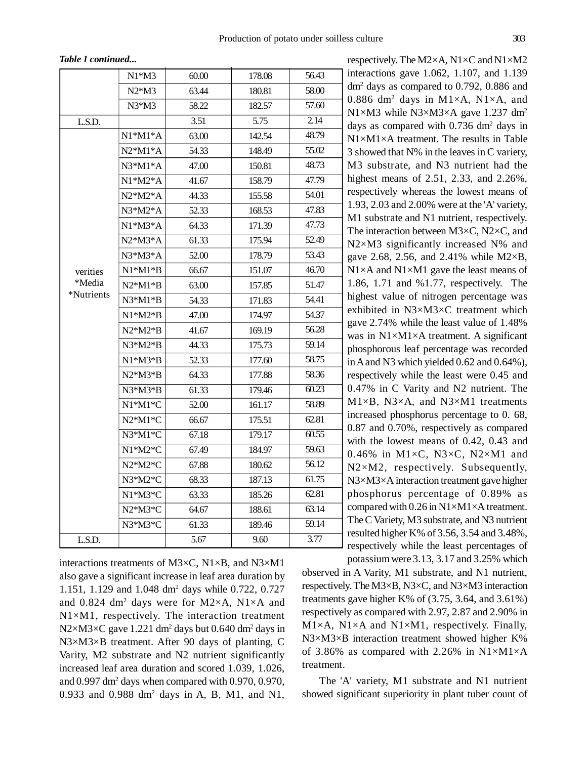***Table 1 continued...***

| | | | | |
|---|---|---|---|---|
| | N1*M3 | 60.00 | 178.08 | 56.43 |
| | N2*M3 | 63.44 | 180.81 | 58.00 |
| | N3*M3 | 58.22 | 182.57 | 57.60 |
| L.S.D. | | 3.51 | 5.75 | 2.14 |
| verities *Media *Nutrients | N1*M1*A | 63.00 | 142.54 | 48.79 |
| | N2*M1*A | 54.33 | 148.49 | 55.02 |
| | N3*M1*A | 47.00 | 150.81 | 48.73 |
| | N1*M2*A | 41.67 | 158.79 | 47.79 |
| | N2*M2*A | 44.33 | 155.58 | 54.01 |
| | N3*M2*A | 52.33 | 168.53 | 47.83 |
| | N1*M3*A | 64.33 | 171.39 | 47.73 |
| | N2*M3*A | 61.33 | 175.94 | 52.49 |
| | N3*M3*A | 52.00 | 178.79 | 53.43 |
| | N1*M1*B | 66.67 | 151.07 | 46.70 |
| | N2*M1*B | 63.00 | 157.85 | 51.47 |
| | N3*M1*B | 54.33 | 171.83 | 54.41 |
| | N1*M2*B | 47.00 | 174.97 | 54.37 |
| | N2*M2*B | 41.67 | 169.19 | 56.28 |
| | N3*M2*B | 44.33 | 175.73 | 59.14 |
| | N1*M3*B | 52.33 | 177.60 | 58.75 |
| | N2*M3*B | 64.33 | 177.88 | 58.36 |
| | N3*M3*B | 61.33 | 179.46 | 60.23 |
| | N1*M1*C | 52.00 | 161.17 | 58.89 |
| | N2*M1*C | 66.67 | 175.51 | 62.81 |
| | N3*M1*C | 67.18 | 179.17 | 60.55 |
| | N1*M2*C | 67.49 | 184.97 | 59.63 |
| | N2*M2*C | 67.88 | 180.62 | 56.12 |
| | N3*M2*C | 68.33 | 187.13 | 61.75 |
| | N1*M3*C | 63.33 | 185.26 | 62.81 |
| | N2*M3*C | 64.67 | 188.61 | 63.14 |
| | N3*M3*C | 61.33 | 189.46 | 59.14 |
| L.S.D. | | 5.67 | 9.60 | 3.77 |

interactions treatments of M3×C, N1×B, and N3×M1 also gave a significant increase in leaf area duration by 1.151, 1.129 and 1.048 $dm^2$ days while 0.722, 0.727 and 0.824 $dm^2$ days were for M2×A, N1×A and N1×M1, respectively. The interaction treatment N2×M3×C gave 1.221 $dm^2$ days but 0.640 $dm^2$ days in N3×M3×B treatment. After 90 days of planting, C Varity, M2 substrate and N2 nutrient significantly increased leaf area duration and scored 1.039, 1.026, and 0.997 $dm^2$ days when compared with 0.970, 0.970, 0.933 and 0.988 $dm^2$ days in A, B, M1, and N1, respectively. The M2×A, N1×C and N1×M2 interactions gave 1.062, 1.107, and 1.139 $dm^2$ days as compared to 0.792, 0.886 and 0.886 $dm^2$ days in M1×A, N1×A, and N1×M3 while N3×M3×A gave 1.237 $dm^2$ days as compared with 0.736 $dm^2$ days in N1×M1×A treatment. The results in Table 3 showed that N% in the leaves in C variety, M3 substrate, and N3 nutrient had the highest means of 2.51, 2.33, and 2.26%, respectively whereas the lowest means of 1.93, 2.03 and 2.00% were at the 'A' variety, M1 substrate and N1 nutrient, respectively. The interaction between M3×C, N2×C, and N2×M3 significantly increased N% and gave 2.68, 2.56, and 2.41% while M2×B, N1×A and N1×M1 gave the least means of 1.86, 1.71 and %1.77, respectively. The highest value of nitrogen percentage was exhibited in N3×M3×C treatment which gave 2.74% while the least value of 1.48% was in N1×M1×A treatment. A significant phosphorous leaf percentage was recorded in A and N3 which yielded 0.62 and 0.64%), respectively while the least were 0.45 and 0.47% in C Varity and N2 nutrient. The M1×B, N3×A, and N3×M1 treatments increased phosphorus percentage to 0. 68, 0.87 and 0.70%, respectively as compared with the lowest means of 0.42, 0.43 and 0.46% in M1×C, N3×C, N2×M1 and N2×M2, respectively. Subsequently, N3×M3×A interaction treatment gave higher phosphorus percentage of 0.89% as compared with 0.26 in N1×M1×A treatment. The C Variety, M3 substrate, and N3 nutrient resulted higher K% of 3.56, 3.54 and 3.48%, respectively while the least percentages of potassium were 3.13, 3.17 and 3.25% which observed in A Varity, M1 substrate, and N1 nutrient, respectively. The M3×B, N3×C, and N3×M3 interaction treatments gave higher K% of (3.75, 3.64, and 3.61%) respectively as compared with 2.97, 2.87 and 2.90% in M1×A, N1×A and N1×M1, respectively. Finally, N3×M3×B interaction treatment showed higher K% of 3.86% as compared with 2.26% in N1×M1×A treatment.

The 'A' variety, M1 substrate and N1 nutrient showed significant superiority in plant tuber count of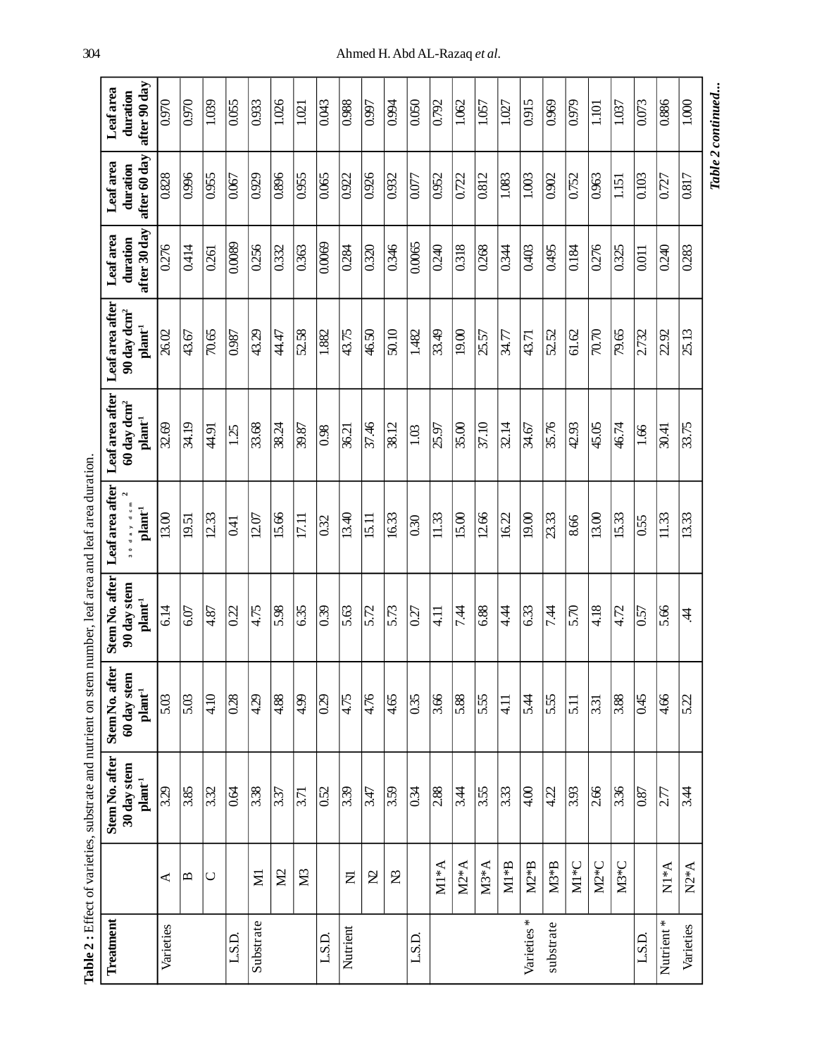**Table 2 :** Effect of varieties, substrate and nutrient on stem number, leaf area and leaf area duration.

| Treatment | | Stem No. after 30 day stem plant$^{-1}$ | Stem No. after 60 day stem plant$^{-1}$ | Stem No. after 90 day stem plant$^{-1}$ | Leaf area after 30 day dcm$^2$ plant$^{-1}$ | Leaf area after 60 day dcm$^2$ plant$^{-1}$ | Leaf area after 90 day dcm$^2$ plant$^{-1}$ | Leaf area duration after 30 day | Leaf area duration after 60 day | Leaf area duration after 90 day |
|---|---|---|---|---|---|---|---|---|---|---|
| Varieties | A | 3.29 | 5.03 | 6.14 | 13.00 | 32.69 | 26.02 | 0.276 | 0.828 | 0.970 |
| | B | 3.85 | 5.03 | 6.07 | 19.51 | 34.19 | 43.67 | 0.414 | 0.996 | 0.970 |
| | C | 3.32 | 4.10 | 4.87 | 12.33 | 44.91 | 70.65 | 0.261 | 0.955 | 1.039 |
| L.S.D. | | 0.64 | 0.28 | 0.22 | 0.41 | 1.25 | 0.987 | 0.0089 | 0.067 | 0.055 |
| Substrate | M1 | 3.38 | 4.29 | 4.75 | 12.07 | 33.68 | 43.29 | 0.256 | 0.929 | 0.933 |
| | M2 | 3.37 | 4.88 | 5.98 | 15.66 | 38.24 | 44.47 | 0.332 | 0.896 | 1.026 |
| | M3 | 3.71 | 4.99 | 6.35 | 17.11 | 39.87 | 52.58 | 0.363 | 0.955 | 1.021 |
| L.S.D. | | 0.52 | 0.29 | 0.39 | 0.32 | 0.98 | 1.882 | 0.0069 | 0.065 | 0.043 |
| Nutrient | N1 | 3.39 | 4.75 | 5.63 | 13.40 | 36.21 | 43.75 | 0.284 | 0.922 | 0.988 |
| | N2 | 3.47 | 4.76 | 5.72 | 15.11 | 37.46 | 46.50 | 0.320 | 0.926 | 0.997 |
| | N3 | 3.59 | 4.65 | 5.73 | 16.33 | 38.12 | 50.10 | 0.346 | 0.932 | 0.994 |
| L.S.D. | | 0.34 | 0.35 | 0.27 | 0.30 | 1.03 | 1.482 | 0.0065 | 0.077 | 0.050 |
| Varieties * substrate | M1*A | 2.88 | 3.66 | 4.11 | 11.33 | 25.97 | 33.49 | 0.240 | 0.952 | 0.792 |
| | M2*A | 3.44 | 5.88 | 7.44 | 15.00 | 35.00 | 19.00 | 0.318 | 0.722 | 1.062 |
| | M3*A | 3.55 | 5.55 | 6.88 | 12.66 | 37.10 | 25.57 | 0.268 | 0.812 | 1.057 |
| | M1*B | 3.33 | 4.11 | 4.44 | 16.22 | 32.14 | 34.77 | 0.344 | 1.083 | 1.027 |
| | M2*B | 4.00 | 5.44 | 6.33 | 19.00 | 34.67 | 43.71 | 0.403 | 1.003 | 0.915 |
| | M3*B | 4.22 | 5.55 | 7.44 | 23.33 | 35.76 | 52.52 | 0.495 | 0.902 | 0.969 |
| | M1*C | 3.93 | 5.11 | 5.70 | 8.66 | 42.93 | 61.62 | 0.184 | 0.752 | 0.979 |
| | M2*C | 2.66 | 3.31 | 4.18 | 13.00 | 45.05 | 70.70 | 0.276 | 0.963 | 1.101 |
| | M3*C | 3.36 | 3.88 | 4.72 | 15.33 | 46.74 | 79.65 | 0.325 | 1.151 | 1.037 |
| L.S.D. | | 0.87 | 0.45 | 0.57 | 0.55 | 1.66 | 2.732 | 0.011 | 0.103 | 0.073 |
| Nutrient * Varieties | N1*A | 2.77 | 4.66 | 5.66 | 11.33 | 30.41 | 22.92 | 0.240 | 0.727 | 0.886 |
| | N2*A | 3.44 | 5.22 | .44 | 13.33 | 33.75 | 25.13 | 0.283 | 0.817 | 1.000 |

***Table 2 continued...***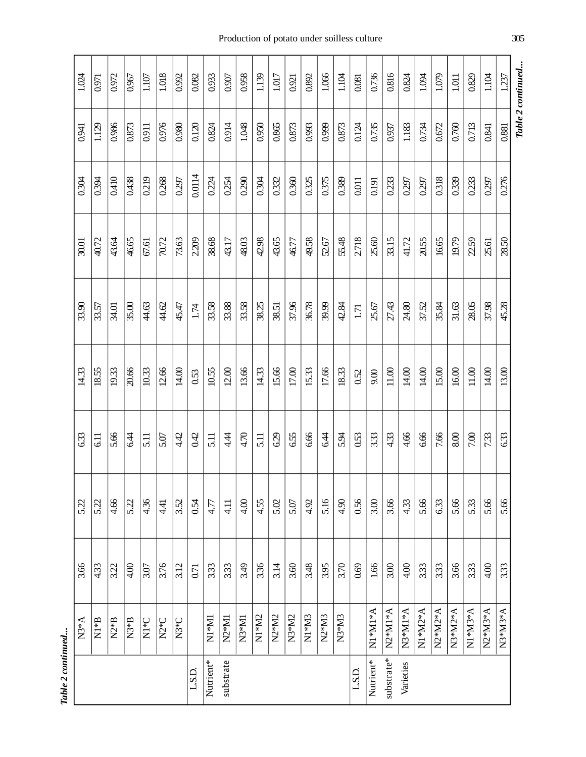*Table 2 continued...*

| | | | | | | | | | | |
|---|---|---|---|---|---|---|---|---|---|---|
| | N3*A | 3.66 | 5.22 | 6.33 | 14.33 | 33.90 | 30.01 | 0.304 | 0.941 | 1.024 |
| | N1*B | 4.33 | 5.22 | 6.11 | 18.55 | 33.57 | 40.72 | 0.394 | 1.129 | 0.971 |
| | N2*B | 3.22 | 4.66 | 5.66 | 19.33 | 34.01 | 43.64 | 0.410 | 0.986 | 0.972 |
| | N3*B | 4.00 | 5.22 | 6.44 | 20.66 | 35.00 | 46.65 | 0.438 | 0.873 | 0.967 |
| | N1*C | 3.07 | 4.36 | 5.11 | 10.33 | 44.63 | 67.61 | 0.219 | 0.911 | 1.107 |
| | N2*C | 3.76 | 4.41 | 5.07 | 12.66 | 44.62 | 70.72 | 0.268 | 0.976 | 1.018 |
| | N3*C | 3.12 | 3.52 | 4.42 | 14.00 | 45.47 | 73.63 | 0.297 | 0.980 | 0.992 |
| L.S.D. | | 0.71 | 0.54 | 0.42 | 0.53 | 1.74 | 2.209 | 0.0114 | 0.120 | 0.082 |
| Nutrient* substrate | N1*M1 | 3.33 | 4.77 | 5.11 | 10.55 | 33.58 | 38.68 | 0.224 | 0.824 | 0.933 |
| | N2*M1 | 3.33 | 4.11 | 4.44 | 12.00 | 33.88 | 43.17 | 0.254 | 0.914 | 0.907 |
| | N3*M1 | 3.49 | 4.00 | 4.70 | 13.66 | 33.58 | 48.03 | 0.290 | 1.048 | 0.958 |
| | N1*M2 | 3.36 | 4.55 | 5.11 | 14.33 | 38.25 | 42.98 | 0.304 | 0.950 | 1.139 |
| | N2*M2 | 3.14 | 5.02 | 6.29 | 15.66 | 38.51 | 43.65 | 0.332 | 0.865 | 1.017 |
| | N3*M2 | 3.60 | 5.07 | 6.55 | 17.00 | 37.96 | 46.77 | 0.360 | 0.873 | 0.921 |
| | N1*M3 | 3.48 | 4.92 | 6.66 | 15.33 | 36.78 | 49.58 | 0.325 | 0.993 | 0.892 |
| | N2*M3 | 3.95 | 5.16 | 6.44 | 17.66 | 39.99 | 52.67 | 0.375 | 0.999 | 1.066 |
| | N3*M3 | 3.70 | 4.90 | 5.94 | 18.33 | 42.84 | 55.48 | 0.389 | 0.873 | 1.104 |
| L.S.D. | | 0.69 | 0.56 | 0.53 | 0.52 | 1.71 | 2.718 | 0.011 | 0.124 | 0.081 |
| Nutrient* substrate* Varieties | N1*M1*A | 1.66 | 3.00 | 3.33 | 9.00 | 25.67 | 25.60 | 0.191 | 0.735 | 0.736 |
| | N2*M1*A | 3.00 | 3.66 | 4.33 | 11.00 | 27.43 | 33.15 | 0.233 | 0.937 | 0.816 |
| | N3*M1*A | 4.00 | 4.33 | 4.66 | 14.00 | 24.80 | 41.72 | 0.297 | 1.183 | 0.824 |
| | N1*M2*A | 3.33 | 5.66 | 6.66 | 14.00 | 37.52 | 20.55 | 0.297 | 0.734 | 1.094 |
| | N2*M2*A | 3.33 | 6.33 | 7.66 | 15.00 | 35.84 | 16.65 | 0.318 | 0.672 | 1.079 |
| | N3*M2*A | 3.66 | 5.66 | 8.00 | 16.00 | 31.63 | 19.79 | 0.339 | 0.760 | 1.011 |
| | N1*M3*A | 3.33 | 5.33 | 7.00 | 11.00 | 28.05 | 22.59 | 0.233 | 0.713 | 0.829 |
| | N2*M3*A | 4.00 | 5.66 | 7.33 | 14.00 | 37.98 | 25.61 | 0.297 | 0.841 | 1.104 |
| | N3*M3*A | 3.33 | 5.66 | 6.33 | 13.00 | 45.28 | 28.50 | 0.276 | 0.881 | 1.237 |

*Table 2 continued...*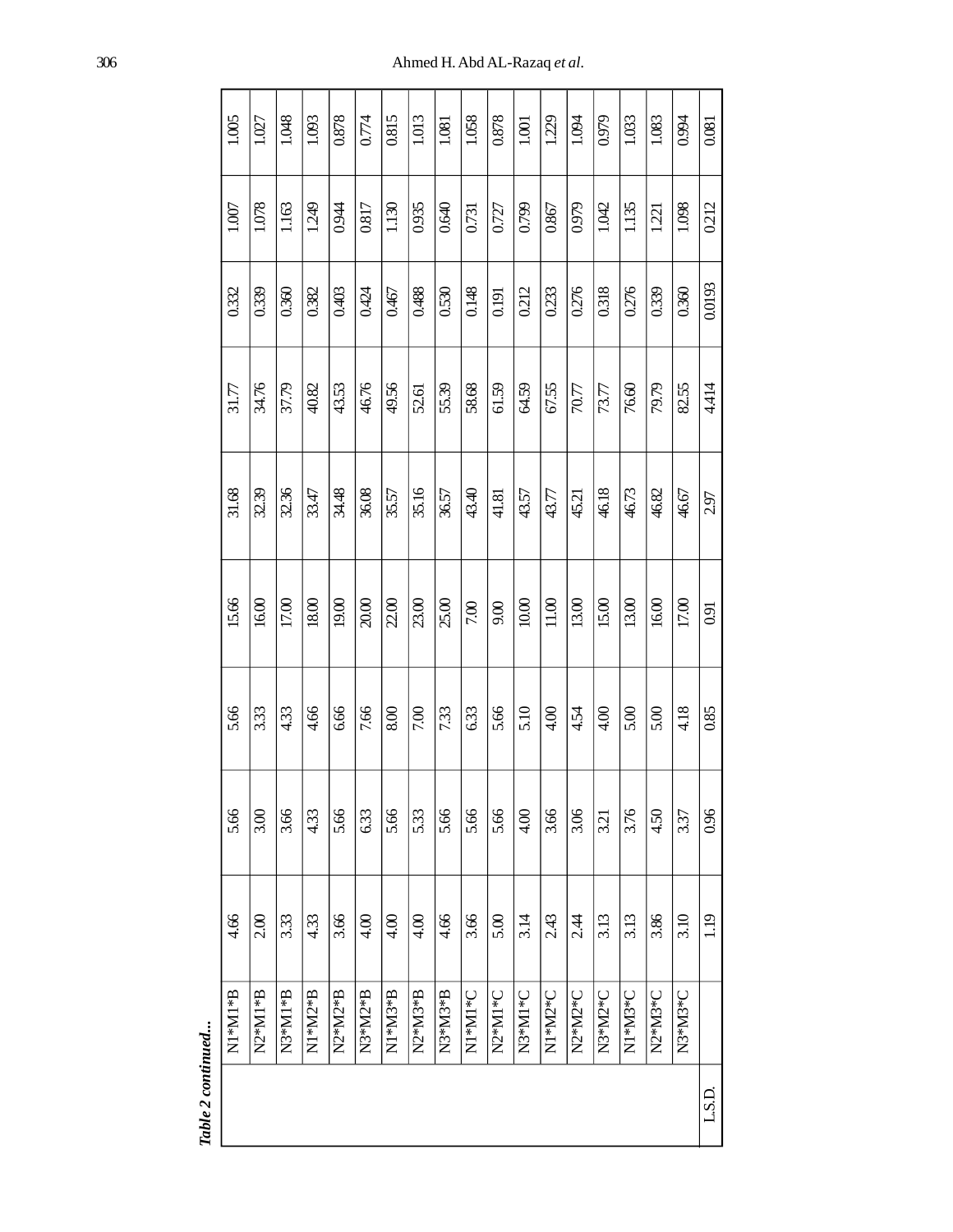*Table 2 continued...*

| | | | | | | | | | | |
|---|---|---|---|---|---|---|---|---|---|---|
| | N1*M1*B | 4.66 | 5.66 | 5.66 | 15.66 | 31.68 | 31.77 | 0.332 | 1.007 | 1.005 |
| | N2*M1*B | 2.00 | 3.00 | 3.33 | 16.00 | 32.39 | 34.76 | 0.339 | 1.078 | 1.027 |
| | N3*M1*B | 3.33 | 3.66 | 4.33 | 17.00 | 32.36 | 37.79 | 0.360 | 1.163 | 1.048 |
| | N1*M2*B | 4.33 | 4.33 | 4.66 | 18.00 | 33.47 | 40.82 | 0.382 | 1.249 | 1.093 |
| | N2*M2*B | 3.66 | 5.66 | 6.66 | 19.00 | 34.48 | 43.53 | 0.403 | 0.944 | 0.878 |
| | N3*M2*B | 4.00 | 6.33 | 7.66 | 20.00 | 36.08 | 46.76 | 0.424 | 0.817 | 0.774 |
| | N1*M3*B | 4.00 | 5.66 | 8.00 | 22.00 | 35.57 | 49.56 | 0.467 | 1.130 | 0.815 |
| | N2*M3*B | 4.00 | 5.33 | 7.00 | 23.00 | 35.16 | 52.61 | 0.488 | 0.935 | 1.013 |
| | N3*M3*B | 4.66 | 5.66 | 7.33 | 25.00 | 36.57 | 55.39 | 0.530 | 0.640 | 1.081 |
| | N1*M1*C | 3.66 | 5.66 | 6.33 | 7.00 | 43.40 | 58.68 | 0.148 | 0.731 | 1.058 |
| | N2*M1*C | 5.00 | 5.66 | 5.66 | 9.00 | 41.81 | 61.59 | 0.191 | 0.727 | 0.878 |
| | N3*M1*C | 3.14 | 4.00 | 5.10 | 10.00 | 43.57 | 64.59 | 0.212 | 0.799 | 1.001 |
| | N1*M2*C | 2.43 | 3.66 | 4.00 | 11.00 | 43.77 | 67.55 | 0.233 | 0.867 | 1.229 |
| | N2*M2*C | 2.44 | 3.06 | 4.54 | 13.00 | 45.21 | 70.77 | 0.276 | 0.979 | 1.094 |
| | N3*M2*C | 3.13 | 3.21 | 4.00 | 15.00 | 46.18 | 73.77 | 0.318 | 1.042 | 0.979 |
| | N1*M3*C | 3.13 | 3.76 | 5.00 | 13.00 | 46.73 | 76.60 | 0.276 | 1.135 | 1.033 |
| | N2*M3*C | 3.86 | 4.50 | 5.00 | 16.00 | 46.82 | 79.79 | 0.339 | 1.221 | 1.083 |
| | N3*M3*C | 3.10 | 3.37 | 4.18 | 17.00 | 46.67 | 82.55 | 0.360 | 1.098 | 0.994 |
| L.S.D. | | 1.19 | 0.96 | 0.85 | 0.91 | 2.97 | 4.414 | 0.0193 | 0.212 | 0.081 |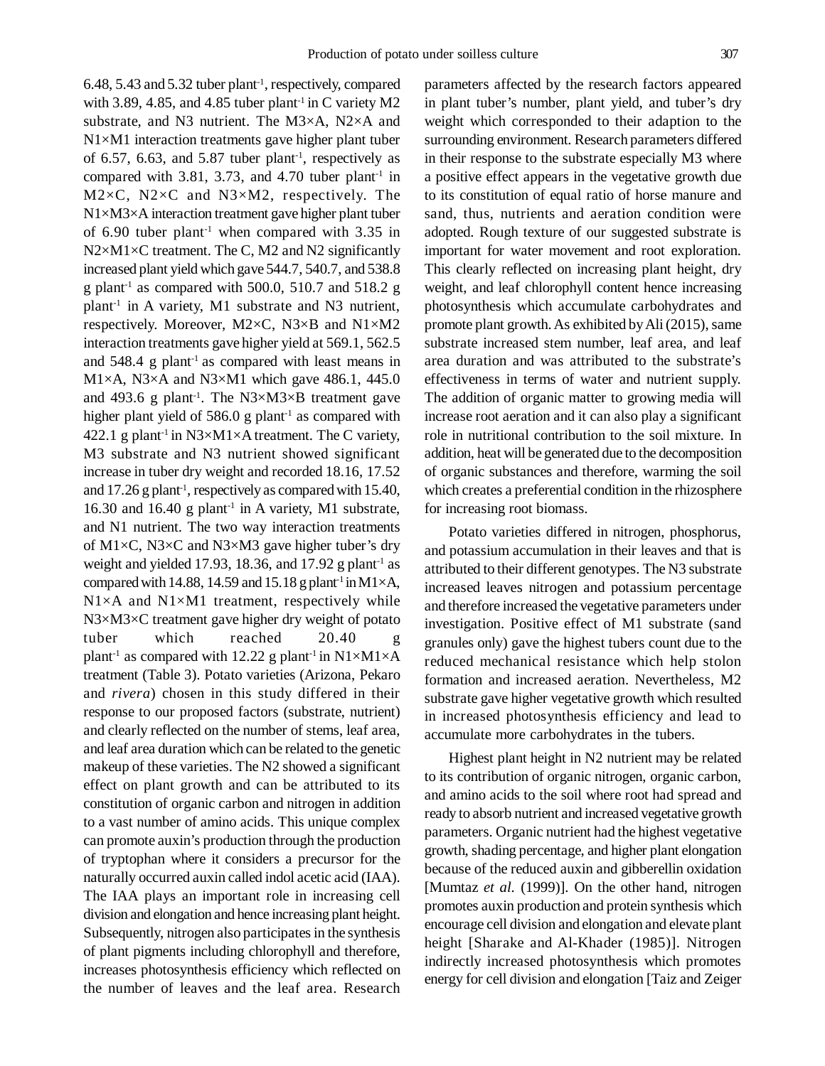6.48, 5.43 and 5.32 tuber plant$^{-1}$, respectively, compared with 3.89, 4.85, and 4.85 tuber plant$^{-1}$ in C variety M2 substrate, and N3 nutrient. The M3×A, N2×A and N1×M1 interaction treatments gave higher plant tuber of 6.57, 6.63, and 5.87 tuber plant$^{-1}$, respectively as compared with 3.81, 3.73, and 4.70 tuber plant$^{-1}$ in M2×C, N2×C and N3×M2, respectively. The N1×M3×A interaction treatment gave higher plant tuber of 6.90 tuber plant$^{-1}$ when compared with 3.35 in N2×M1×C treatment. The C, M2 and N2 significantly increased plant yield which gave 544.7, 540.7, and 538.8 g plant$^{-1}$ as compared with 500.0, 510.7 and 518.2 g plant$^{-1}$ in A variety, M1 substrate and N3 nutrient, respectively. Moreover, M2×C, N3×B and N1×M2 interaction treatments gave higher yield at 569.1, 562.5 and 548.4 g plant$^{-1}$ as compared with least means in M1×A, N3×A and N3×M1 which gave 486.1, 445.0 and 493.6 g plant$^{-1}$. The N3×M3×B treatment gave higher plant yield of 586.0 g plant$^{-1}$ as compared with 422.1 g plant$^{-1}$ in N3×M1×A treatment. The C variety, M3 substrate and N3 nutrient showed significant increase in tuber dry weight and recorded 18.16, 17.52 and 17.26 g plant$^{-1}$, respectively as compared with 15.40, 16.30 and 16.40 g plant$^{-1}$ in A variety, M1 substrate, and N1 nutrient. The two way interaction treatments of M1×C, N3×C and N3×M3 gave higher tuber's dry weight and yielded 17.93, 18.36, and 17.92 g plant$^{-1}$ as compared with 14.88, 14.59 and 15.18 g plant$^{-1}$ in M1×A, N1×A and N1×M1 treatment, respectively while N3×M3×C treatment gave higher dry weight of potato tuber which reached 20.40 g plant$^{-1}$ as compared with 12.22 g plant$^{-1}$ in N1×M1×A treatment (Table 3). Potato varieties (Arizona, Pekaro and *rivera*) chosen in this study differed in their response to our proposed factors (substrate, nutrient) and clearly reflected on the number of stems, leaf area, and leaf area duration which can be related to the genetic makeup of these varieties. The N2 showed a significant effect on plant growth and can be attributed to its constitution of organic carbon and nitrogen in addition to a vast number of amino acids. This unique complex can promote auxin's production through the production of tryptophan where it considers a precursor for the naturally occurred auxin called indol acetic acid (IAA). The IAA plays an important role in increasing cell division and elongation and hence increasing plant height. Subsequently, nitrogen also participates in the synthesis of plant pigments including chlorophyll and therefore, increases photosynthesis efficiency which reflected on the number of leaves and the leaf area. Research parameters affected by the research factors appeared in plant tuber's number, plant yield, and tuber's dry weight which corresponded to their adaption to the surrounding environment. Research parameters differed in their response to the substrate especially M3 where a positive effect appears in the vegetative growth due to its constitution of equal ratio of horse manure and sand, thus, nutrients and aeration condition were adopted. Rough texture of our suggested substrate is important for water movement and root exploration. This clearly reflected on increasing plant height, dry weight, and leaf chlorophyll content hence increasing photosynthesis which accumulate carbohydrates and promote plant growth. As exhibited by Ali (2015), same substrate increased stem number, leaf area, and leaf area duration and was attributed to the substrate's effectiveness in terms of water and nutrient supply. The addition of organic matter to growing media will increase root aeration and it can also play a significant role in nutritional contribution to the soil mixture. In addition, heat will be generated due to the decomposition of organic substances and therefore, warming the soil which creates a preferential condition in the rhizosphere for increasing root biomass.

Potato varieties differed in nitrogen, phosphorus, and potassium accumulation in their leaves and that is attributed to their different genotypes. The N3 substrate increased leaves nitrogen and potassium percentage and therefore increased the vegetative parameters under investigation. Positive effect of M1 substrate (sand granules only) gave the highest tubers count due to the reduced mechanical resistance which help stolon formation and increased aeration. Nevertheless, M2 substrate gave higher vegetative growth which resulted in increased photosynthesis efficiency and lead to accumulate more carbohydrates in the tubers.

Highest plant height in N2 nutrient may be related to its contribution of organic nitrogen, organic carbon, and amino acids to the soil where root had spread and ready to absorb nutrient and increased vegetative growth parameters. Organic nutrient had the highest vegetative growth, shading percentage, and higher plant elongation because of the reduced auxin and gibberellin oxidation [Mumtaz *et al*. (1999)]. On the other hand, nitrogen promotes auxin production and protein synthesis which encourage cell division and elongation and elevate plant height [Sharake and Al-Khader (1985)]. Nitrogen indirectly increased photosynthesis which promotes energy for cell division and elongation [Taiz and Zeiger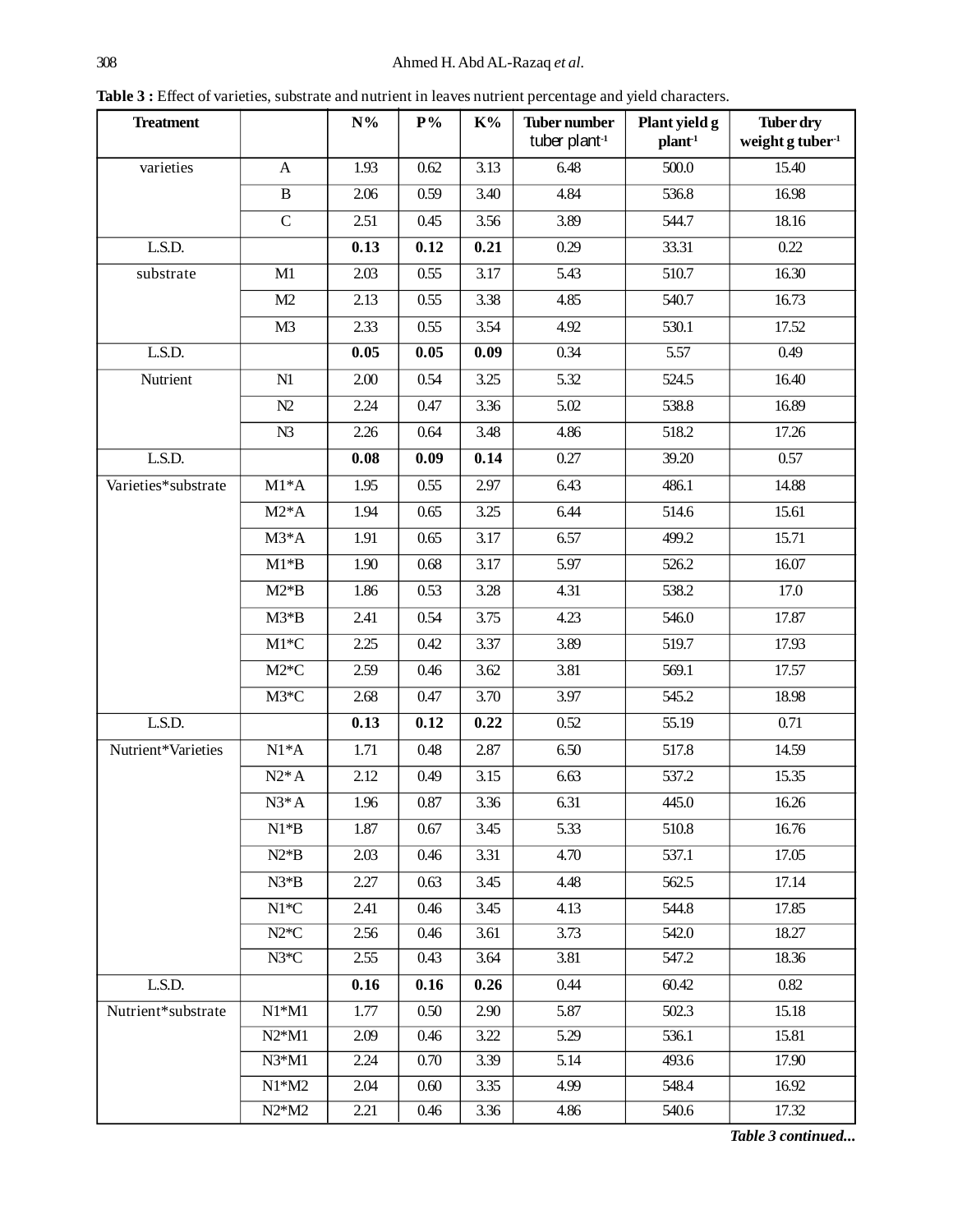**Table 3 :** Effect of varieties, substrate and nutrient in leaves nutrient percentage and yield characters.

| Treatment | | N% | P% | K% | Tuber number tuber plant$^{-1}$ | Plant yield g plant$^{-1}$ | Tuber dry weight g tuber$^{-1}$ |
|---|---|---|---|---|---|---|---|
| varieties | A | 1.93 | 0.62 | 3.13 | 6.48 | 500.0 | 15.40 |
| | B | 2.06 | 0.59 | 3.40 | 4.84 | 536.8 | 16.98 |
| | C | 2.51 | 0.45 | 3.56 | 3.89 | 544.7 | 18.16 |
| L.S.D. | | **0.13** | **0.12** | **0.21** | 0.29 | 33.31 | 0.22 |
| substrate | M1 | 2.03 | 0.55 | 3.17 | 5.43 | 510.7 | 16.30 |
| | M2 | 2.13 | 0.55 | 3.38 | 4.85 | 540.7 | 16.73 |
| | M3 | 2.33 | 0.55 | 3.54 | 4.92 | 530.1 | 17.52 |
| L.S.D. | | **0.05** | **0.05** | **0.09** | 0.34 | 5.57 | 0.49 |
| Nutrient | N1 | 2.00 | 0.54 | 3.25 | 5.32 | 524.5 | 16.40 |
| | N2 | 2.24 | 0.47 | 3.36 | 5.02 | 538.8 | 16.89 |
| | N3 | 2.26 | 0.64 | 3.48 | 4.86 | 518.2 | 17.26 |
| L.S.D. | | **0.08** | **0.09** | **0.14** | 0.27 | 39.20 | 0.57 |
| Varieties*substrate | M1*A | 1.95 | 0.55 | 2.97 | 6.43 | 486.1 | 14.88 |
| | M2*A | 1.94 | 0.65 | 3.25 | 6.44 | 514.6 | 15.61 |
| | M3*A | 1.91 | 0.65 | 3.17 | 6.57 | 499.2 | 15.71 |
| | M1*B | 1.90 | 0.68 | 3.17 | 5.97 | 526.2 | 16.07 |
| | M2*B | 1.86 | 0.53 | 3.28 | 4.31 | 538.2 | 17.0 |
| | M3*B | 2.41 | 0.54 | 3.75 | 4.23 | 546.0 | 17.87 |
| | M1*C | 2.25 | 0.42 | 3.37 | 3.89 | 519.7 | 17.93 |
| | M2*C | 2.59 | 0.46 | 3.62 | 3.81 | 569.1 | 17.57 |
| | M3*C | 2.68 | 0.47 | 3.70 | 3.97 | 545.2 | 18.98 |
| L.S.D. | | **0.13** | **0.12** | **0.22** | 0.52 | 55.19 | 0.71 |
| Nutrient*Varieties | N1*A | 1.71 | 0.48 | 2.87 | 6.50 | 517.8 | 14.59 |
| | N2* A | 2.12 | 0.49 | 3.15 | 6.63 | 537.2 | 15.35 |
| | N3* A | 1.96 | 0.87 | 3.36 | 6.31 | 445.0 | 16.26 |
| | N1*B | 1.87 | 0.67 | 3.45 | 5.33 | 510.8 | 16.76 |
| | N2*B | 2.03 | 0.46 | 3.31 | 4.70 | 537.1 | 17.05 |
| | N3*B | 2.27 | 0.63 | 3.45 | 4.48 | 562.5 | 17.14 |
| | N1*C | 2.41 | 0.46 | 3.45 | 4.13 | 544.8 | 17.85 |
| | N2*C | 2.56 | 0.46 | 3.61 | 3.73 | 542.0 | 18.27 |
| | N3*C | 2.55 | 0.43 | 3.64 | 3.81 | 547.2 | 18.36 |
| L.S.D. | | **0.16** | **0.16** | **0.26** | 0.44 | 60.42 | 0.82 |
| Nutrient*substrate | N1*M1 | 1.77 | 0.50 | 2.90 | 5.87 | 502.3 | 15.18 |
| | N2*M1 | 2.09 | 0.46 | 3.22 | 5.29 | 536.1 | 15.81 |
| | N3*M1 | 2.24 | 0.70 | 3.39 | 5.14 | 493.6 | 17.90 |
| | N1*M2 | 2.04 | 0.60 | 3.35 | 4.99 | 548.4 | 16.92 |
| | N2*M2 | 2.21 | 0.46 | 3.36 | 4.86 | 540.6 | 17.32 |

***Table 3 continued...***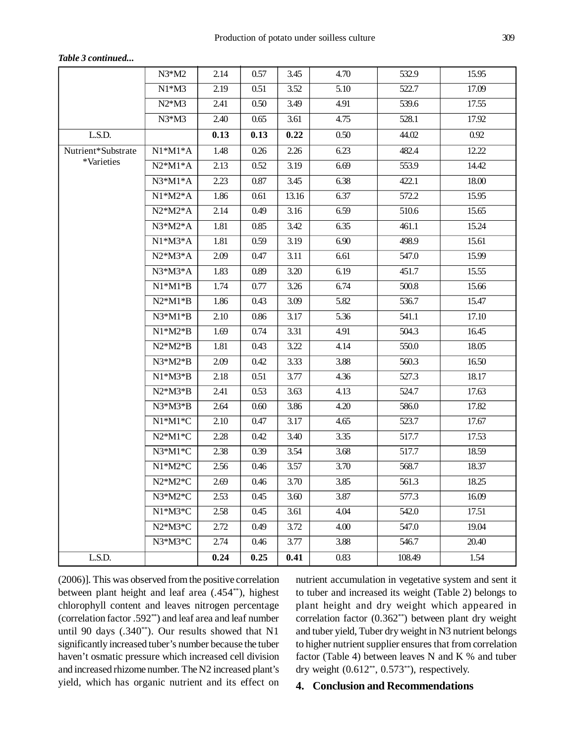*Table 3 continued...*

| | | | | | | | |
|---|---|---|---|---|---|---|---|
| | N3*M2 | 2.14 | 0.57 | 3.45 | 4.70 | 532.9 | 15.95 |
| | N1*M3 | 2.19 | 0.51 | 3.52 | 5.10 | 522.7 | 17.09 |
| | N2*M3 | 2.41 | 0.50 | 3.49 | 4.91 | 539.6 | 17.55 |
| | N3*M3 | 2.40 | 0.65 | 3.61 | 4.75 | 528.1 | 17.92 |
| L.S.D. | | **0.13** | **0.13** | **0.22** | 0.50 | 44.02 | 0.92 |
| Nutrient*Substrate *Varieties | N1*M1*A | 1.48 | 0.26 | 2.26 | 6.23 | 482.4 | 12.22 |
| | N2*M1*A | 2.13 | 0.52 | 3.19 | 6.69 | 553.9 | 14.42 |
| | N3*M1*A | 2.23 | 0.87 | 3.45 | 6.38 | 422.1 | 18.00 |
| | N1*M2*A | 1.86 | 0.61 | 13.16 | 6.37 | 572.2 | 15.95 |
| | N2*M2*A | 2.14 | 0.49 | 3.16 | 6.59 | 510.6 | 15.65 |
| | N3*M2*A | 1.81 | 0.85 | 3.42 | 6.35 | 461.1 | 15.24 |
| | N1*M3*A | 1.81 | 0.59 | 3.19 | 6.90 | 498.9 | 15.61 |
| | N2*M3*A | 2.09 | 0.47 | 3.11 | 6.61 | 547.0 | 15.99 |
| | N3*M3*A | 1.83 | 0.89 | 3.20 | 6.19 | 451.7 | 15.55 |
| | N1*M1*B | 1.74 | 0.77 | 3.26 | 6.74 | 500.8 | 15.66 |
| | N2*M1*B | 1.86 | 0.43 | 3.09 | 5.82 | 536.7 | 15.47 |
| | N3*M1*B | 2.10 | 0.86 | 3.17 | 5.36 | 541.1 | 17.10 |
| | N1*M2*B | 1.69 | 0.74 | 3.31 | 4.91 | 504.3 | 16.45 |
| | N2*M2*B | 1.81 | 0.43 | 3.22 | 4.14 | 550.0 | 18.05 |
| | N3*M2*B | 2.09 | 0.42 | 3.33 | 3.88 | 560.3 | 16.50 |
| | N1*M3*B | 2.18 | 0.51 | 3.77 | 4.36 | 527.3 | 18.17 |
| | N2*M3*B | 2.41 | 0.53 | 3.63 | 4.13 | 524.7 | 17.63 |
| | N3*M3*B | 2.64 | 0.60 | 3.86 | 4.20 | 586.0 | 17.82 |
| | N1*M1*C | 2.10 | 0.47 | 3.17 | 4.65 | 523.7 | 17.67 |
| | N2*M1*C | 2.28 | 0.42 | 3.40 | 3.35 | 517.7 | 17.53 |
| | N3*M1*C | 2.38 | 0.39 | 3.54 | 3.68 | 517.7 | 18.59 |
| | N1*M2*C | 2.56 | 0.46 | 3.57 | 3.70 | 568.7 | 18.37 |
| | N2*M2*C | 2.69 | 0.46 | 3.70 | 3.85 | 561.3 | 18.25 |
| | N3*M2*C | 2.53 | 0.45 | 3.60 | 3.87 | 577.3 | 16.09 |
| | N1*M3*C | 2.58 | 0.45 | 3.61 | 4.04 | 542.0 | 17.51 |
| | N2*M3*C | 2.72 | 0.49 | 3.72 | 4.00 | 547.0 | 19.04 |
| | N3*M3*C | 2.74 | 0.46 | 3.77 | 3.88 | 546.7 | 20.40 |
| L.S.D. | | **0.24** | **0.25** | **0.41** | 0.83 | 108.49 | 1.54 |

(2006)]. This was observed from the positive correlation between plant height and leaf area (.454**), highest chlorophyll content and leaves nitrogen percentage (correlation factor .592**) and leaf area and leaf number until 90 days (.340**). Our results showed that N1 significantly increased tuber's number because the tuber haven't osmatic pressure which increased cell division and increased rhizome number. The N2 increased plant's yield, which has organic nutrient and its effect on nutrient accumulation in vegetative system and sent it to tuber and increased its weight (Table 2) belongs to plant height and dry weight which appeared in correlation factor (0.362**) between plant dry weight and tuber yield, Tuber dry weight in N3 nutrient belongs to higher nutrient supplier ensures that from correlation factor (Table 4) between leaves N and K % and tuber dry weight (0.612**, 0.573**), respectively.

## 4. Conclusion and Recommendations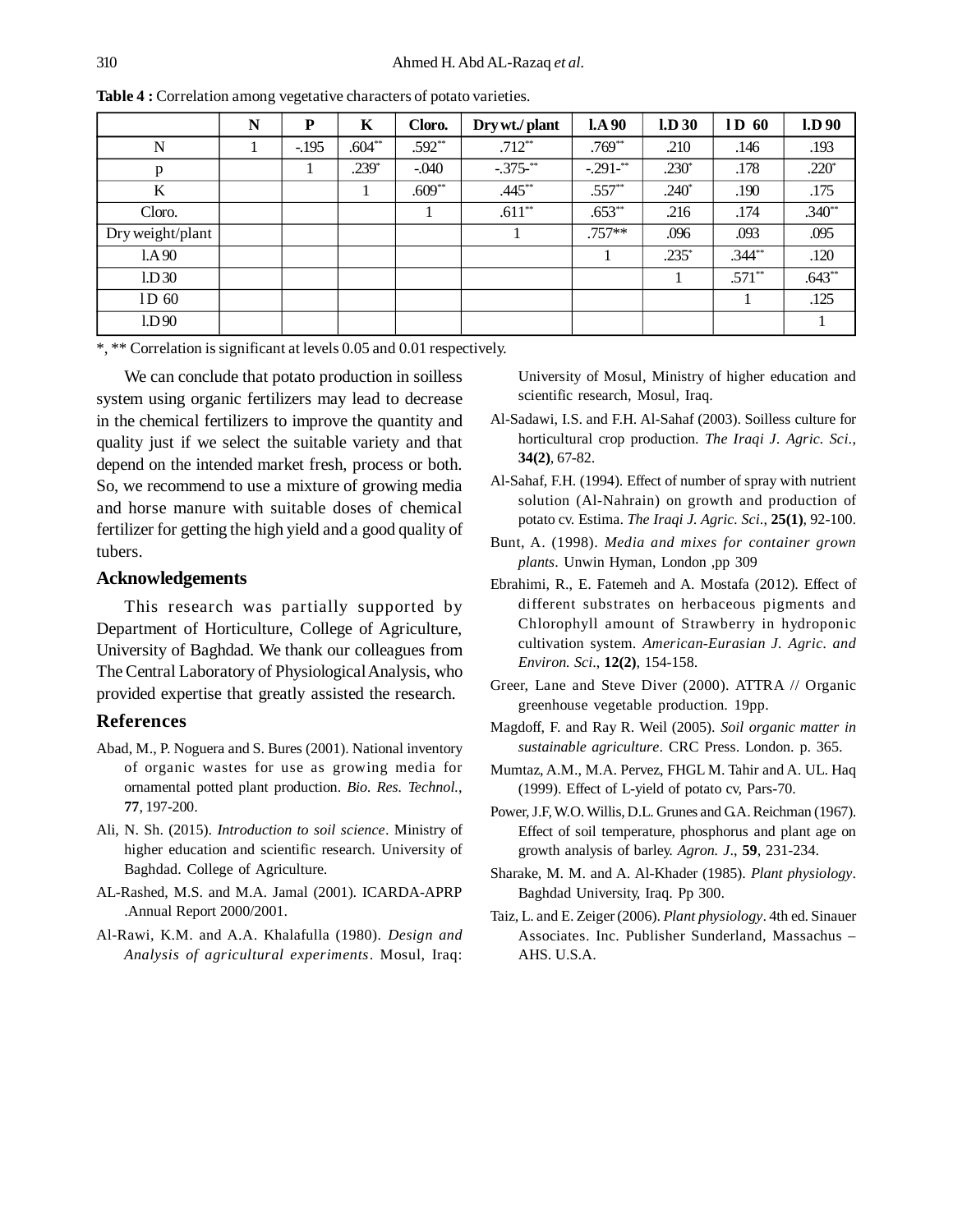**Table 4 :** Correlation among vegetative characters of potato varieties.

| | N | P | K | Cloro. | Dry wt./ plant | l.A 90 | l.D 30 | l D 60 | l.D 90 |
|---|---|---|---|---|---|---|---|---|---|
| N | 1 | -.195 | .604** | .592** | .712** | .769** | .210 | .146 | .193 |
| p | | 1 | .239* | -.040 | -.375-** | -.291-** | .230* | .178 | .220* |
| K | | | 1 | .609** | .445** | .557** | .240* | .190 | .175 |
| Cloro. | | | | 1 | .611** | .653** | .216 | .174 | .340** |
| Dry weight/plant | | | | | 1 | .757** | .096 | .093 | .095 |
| l.A 90 | | | | | | 1 | .235* | .344** | .120 |
| l.D 30 | | | | | | | 1 | .571** | .643** |
| l D 60 | | | | | | | | 1 | .125 |
| l.D 90 | | | | | | | | | 1 |

*, ** Correlation is significant at levels 0.05 and 0.01 respectively.

We can conclude that potato production in soilless system using organic fertilizers may lead to decrease in the chemical fertilizers to improve the quantity and quality just if we select the suitable variety and that depend on the intended market fresh, process or both. So, we recommend to use a mixture of growing media and horse manure with suitable doses of chemical fertilizer for getting the high yield and a good quality of tubers.

## Acknowledgements

This research was partially supported by Department of Horticulture, College of Agriculture, University of Baghdad. We thank our colleagues from The Central Laboratory of Physiological Analysis, who provided expertise that greatly assisted the research.

## References

Abad, M., P. Noguera and S. Bures (2001). National inventory of organic wastes for use as growing media for ornamental potted plant production. *Bio. Res. Technol.*, **77**, 197-200.

Ali, N. Sh. (2015). *Introduction to soil science*. Ministry of higher education and scientific research. University of Baghdad. College of Agriculture.

AL-Rashed, M.S. and M.A. Jamal (2001). ICARDA-APRP .Annual Report 2000/2001.

Al-Rawi, K.M. and A.A. Khalafulla (1980). *Design and Analysis of agricultural experiments*. Mosul, Iraq: University of Mosul, Ministry of higher education and scientific research, Mosul, Iraq.

Al-Sadawi, I.S. and F.H. Al-Sahaf (2003). Soilless culture for horticultural crop production. *The Iraqi J. Agric. Sci.*, **34(2)**, 67-82.

Al-Sahaf, F.H. (1994). Effect of number of spray with nutrient solution (Al-Nahrain) on growth and production of potato cv. Estima. *The Iraqi J. Agric. Sci*., **25(1)**, 92-100.

Bunt, A. (1998). *Media and mixes for container grown plants*. Unwin Hyman, London ,pp 309

Ebrahimi, R., E. Fatemeh and A. Mostafa (2012). Effect of different substrates on herbaceous pigments and Chlorophyll amount of Strawberry in hydroponic cultivation system. *American-Eurasian J. Agric. and Environ. Sci*., **12(2)**, 154-158.

Greer, Lane and Steve Diver (2000). ATTRA // Organic greenhouse vegetable production. 19pp.

Magdoff, F. and Ray R. Weil (2005). *Soil organic matter in sustainable agriculture*. CRC Press. London. p. 365.

Mumtaz, A.M., M.A. Pervez, FHGL M. Tahir and A. UL. Haq (1999). Effect of L-yield of potato cv, Pars-70.

Power, J.F, W.O. Willis, D.L. Grunes and G.A. Reichman (1967). Effect of soil temperature, phosphorus and plant age on growth analysis of barley. *Agron. J*., **59**, 231-234.

Sharake, M. M. and A. Al-Khader (1985). *Plant physiology*. Baghdad University, Iraq. Pp 300.

Taiz, L. and E. Zeiger (2006). *Plant physiology*. 4th ed. Sinauer Associates. Inc. Publisher Sunderland, Massachus – AHS. U.S.A.